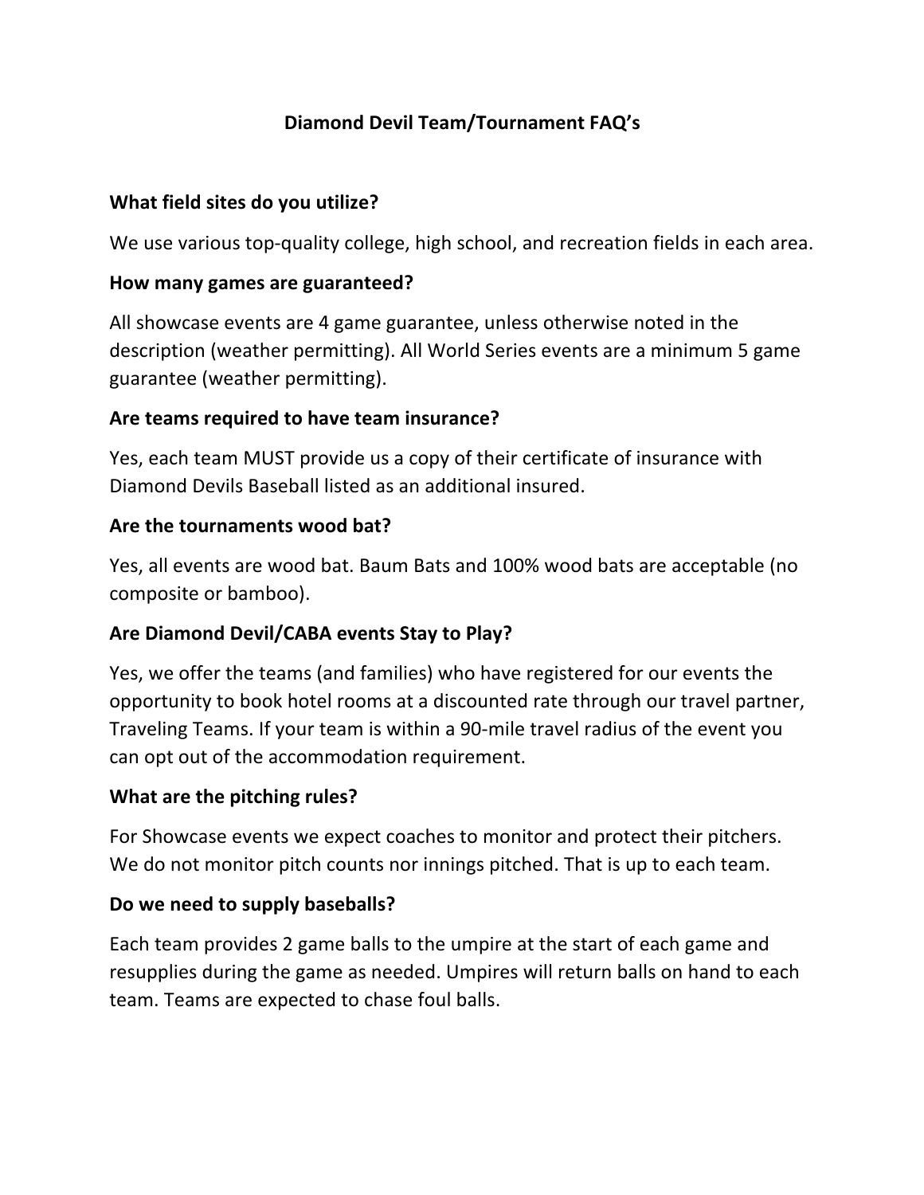# Diamond Devil Team/Tournament FAQ's

**What field sites do you utilize?**

We use various top-quality college, high school, and recreation fields in each area.

**How many games are guaranteed?**

All showcase events are 4 game guarantee, unless otherwise noted in the description (weather permitting). All World Series events are a minimum 5 game guarantee (weather permitting).

**Are teams required to have team insurance?**

Yes, each team MUST provide us a copy of their certificate of insurance with Diamond Devils Baseball listed as an additional insured.

**Are the tournaments wood bat?**

Yes, all events are wood bat. Baum Bats and 100% wood bats are acceptable (no composite or bamboo).

**Are Diamond Devil/CABA events Stay to Play?**

Yes, we offer the teams (and families) who have registered for our events the opportunity to book hotel rooms at a discounted rate through our travel partner, Traveling Teams. If your team is within a 90-mile travel radius of the event you can opt out of the accommodation requirement.

**What are the pitching rules?**

For Showcase events we expect coaches to monitor and protect their pitchers. We do not monitor pitch counts nor innings pitched. That is up to each team.

**Do we need to supply baseballs?**

Each team provides 2 game balls to the umpire at the start of each game and resupplies during the game as needed. Umpires will return balls on hand to each team. Teams are expected to chase foul balls.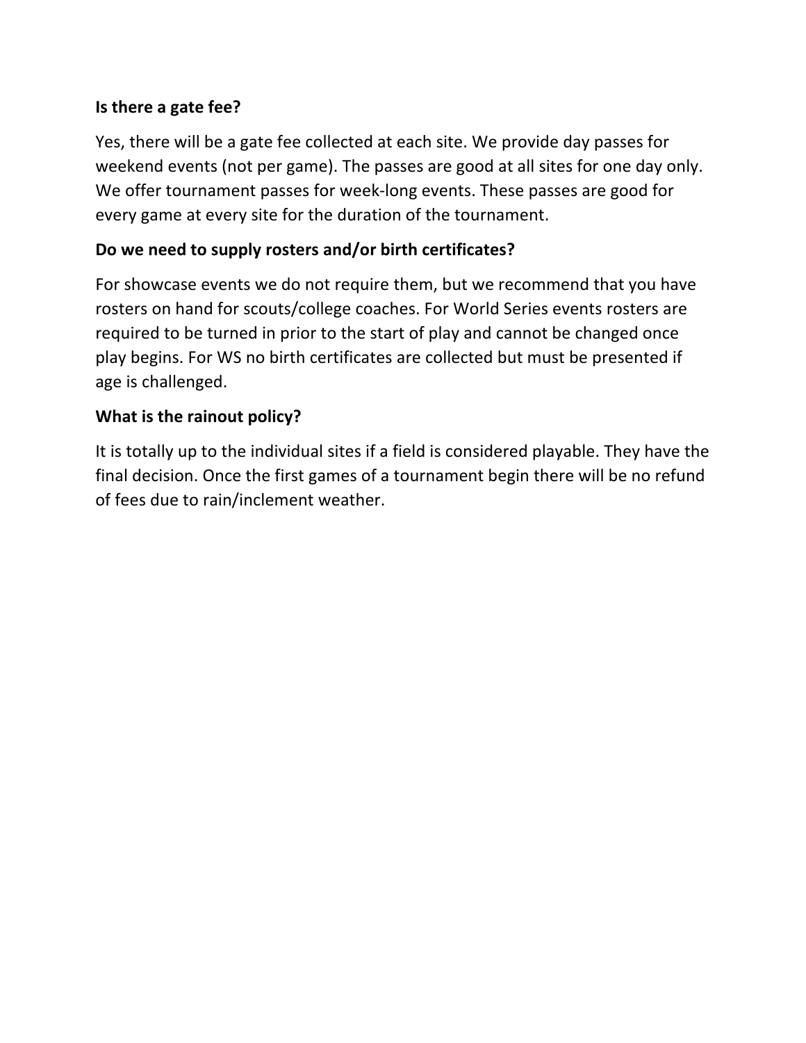**Is there a gate fee?**

Yes, there will be a gate fee collected at each site. We provide day passes for weekend events (not per game). The passes are good at all sites for one day only. We offer tournament passes for week-long events. These passes are good for every game at every site for the duration of the tournament.

**Do we need to supply rosters and/or birth certificates?**

For showcase events we do not require them, but we recommend that you have rosters on hand for scouts/college coaches. For World Series events rosters are required to be turned in prior to the start of play and cannot be changed once play begins. For WS no birth certificates are collected but must be presented if age is challenged.

**What is the rainout policy?**

It is totally up to the individual sites if a field is considered playable. They have the final decision. Once the first games of a tournament begin there will be no refund of fees due to rain/inclement weather.